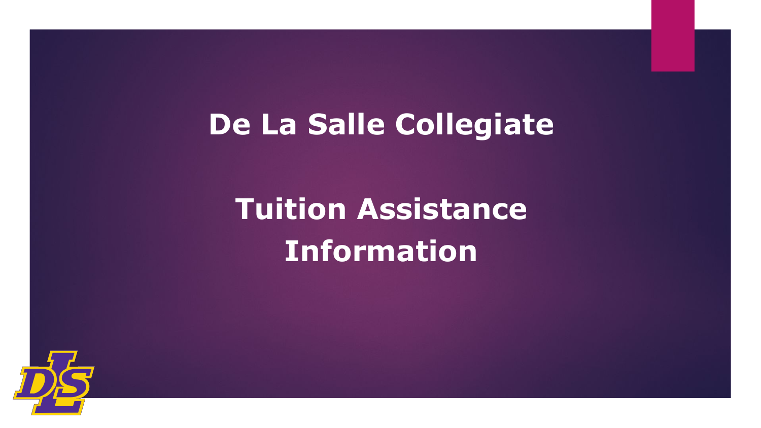# De La Salle Collegiate

## Tuition Assistance Information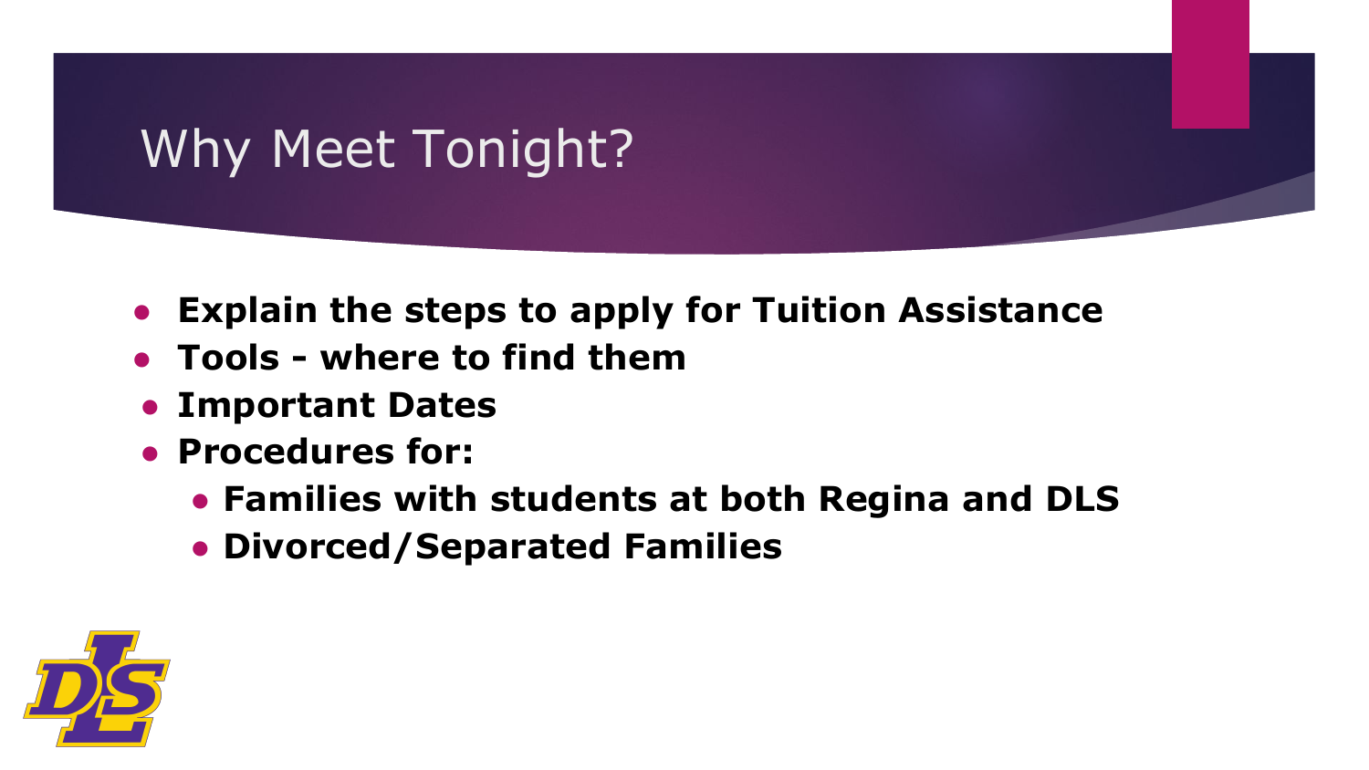# Why Meet Tonight?

- **Explain the steps to apply for Tuition Assistance**
- **Tools - where to find them**
- **Important Dates**
- **Procedures for:**
  - **Families with students at both Regina and DLS**
  - **Divorced/Separated Families**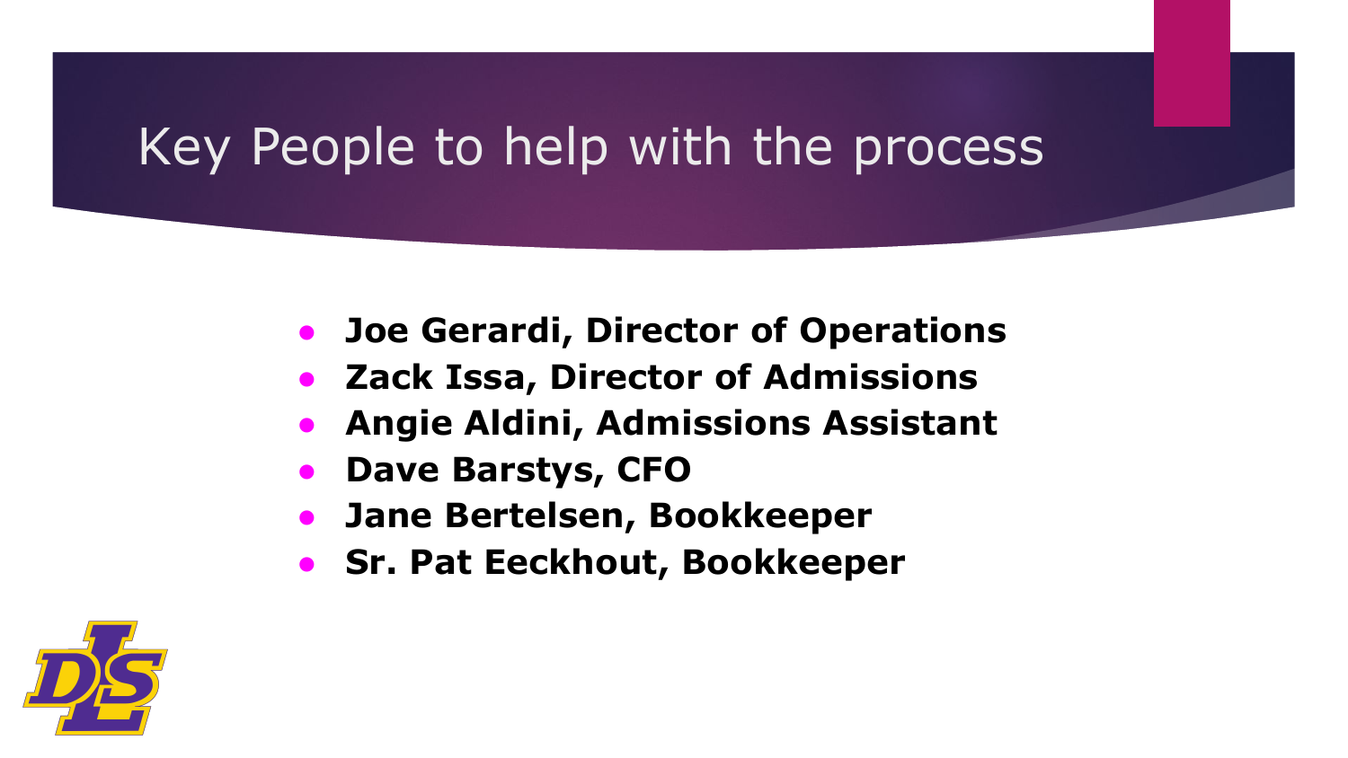# Key People to help with the process

- **Joe Gerardi, Director of Operations**
- **Zack Issa, Director of Admissions**
- **Angie Aldini, Admissions Assistant**
- **Dave Barstys, CFO**
- **Jane Bertelsen, Bookkeeper**
- **Sr. Pat Eeckhout, Bookkeeper**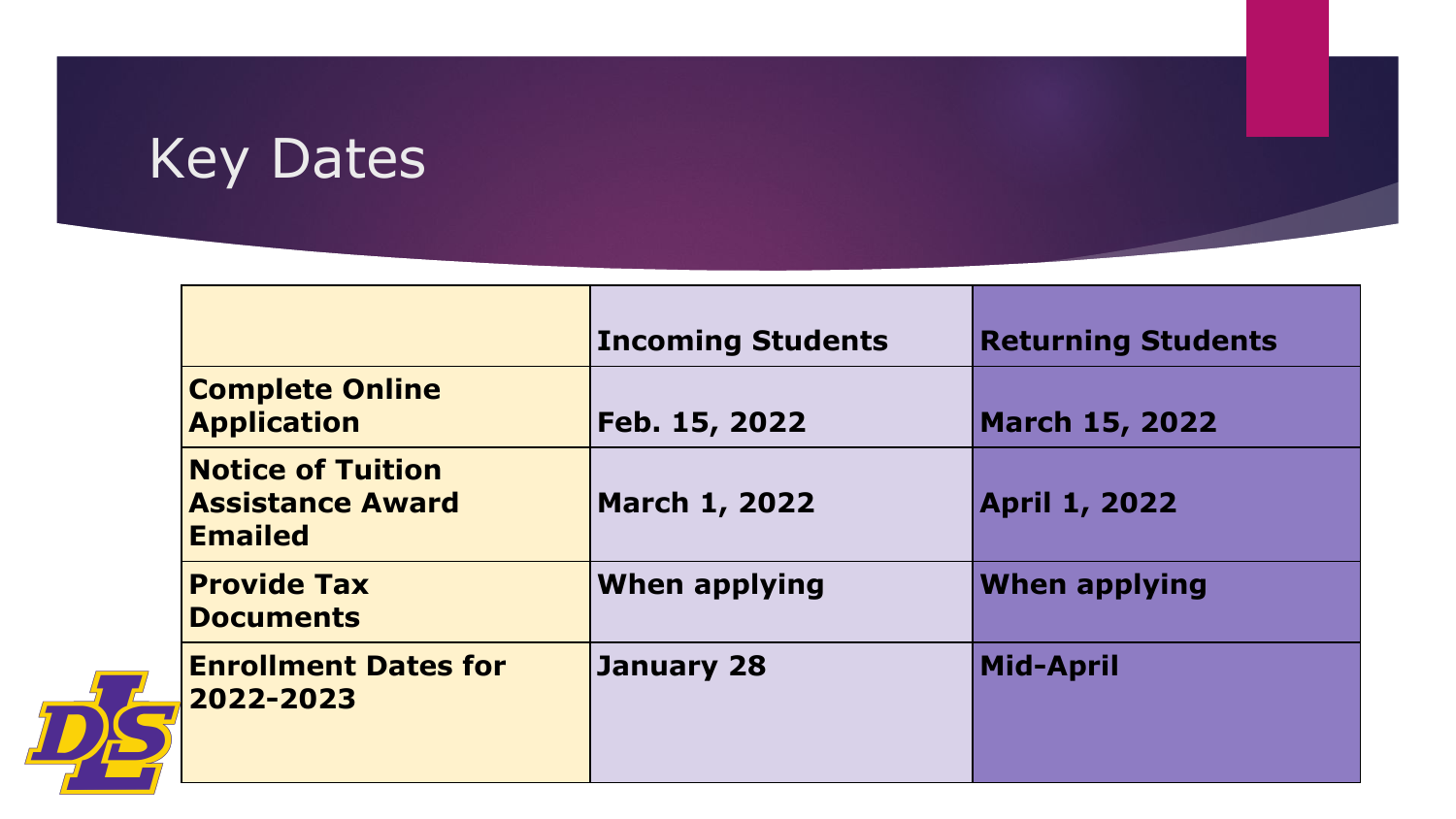# Key Dates

| | Incoming Students | Returning Students |
|---|---|---|
| **Complete Online Application** | **Feb. 15, 2022** | **March 15, 2022** |
| **Notice of Tuition Assistance Award Emailed** | **March 1, 2022** | **April 1, 2022** |
| **Provide Tax Documents** | **When applying** | **When applying** |
| **Enrollment Dates for 2022-2023** | **January 28** | **Mid-April** |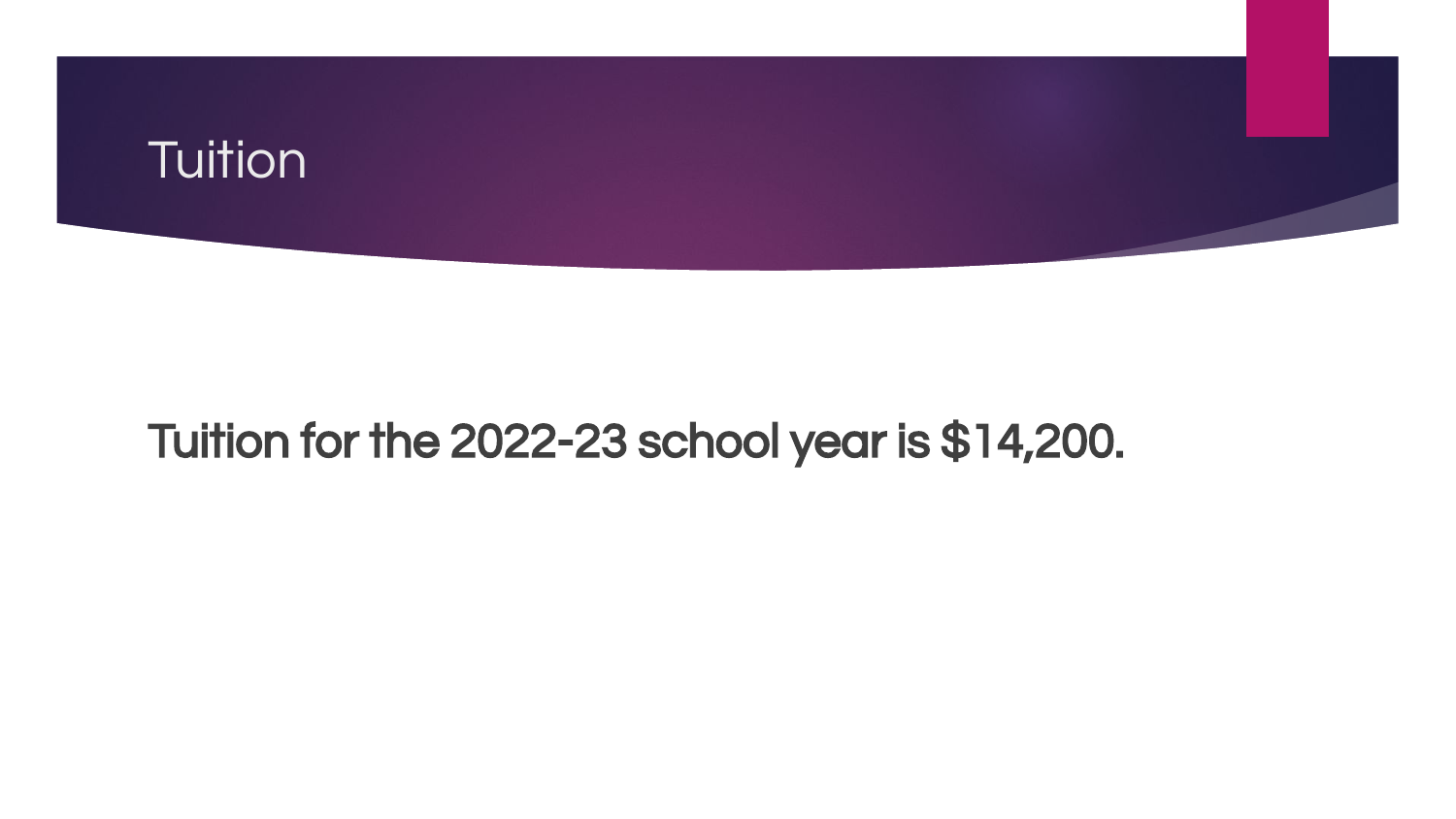# Tuition

**Tuition for the 2022-23 school year is $14,200.**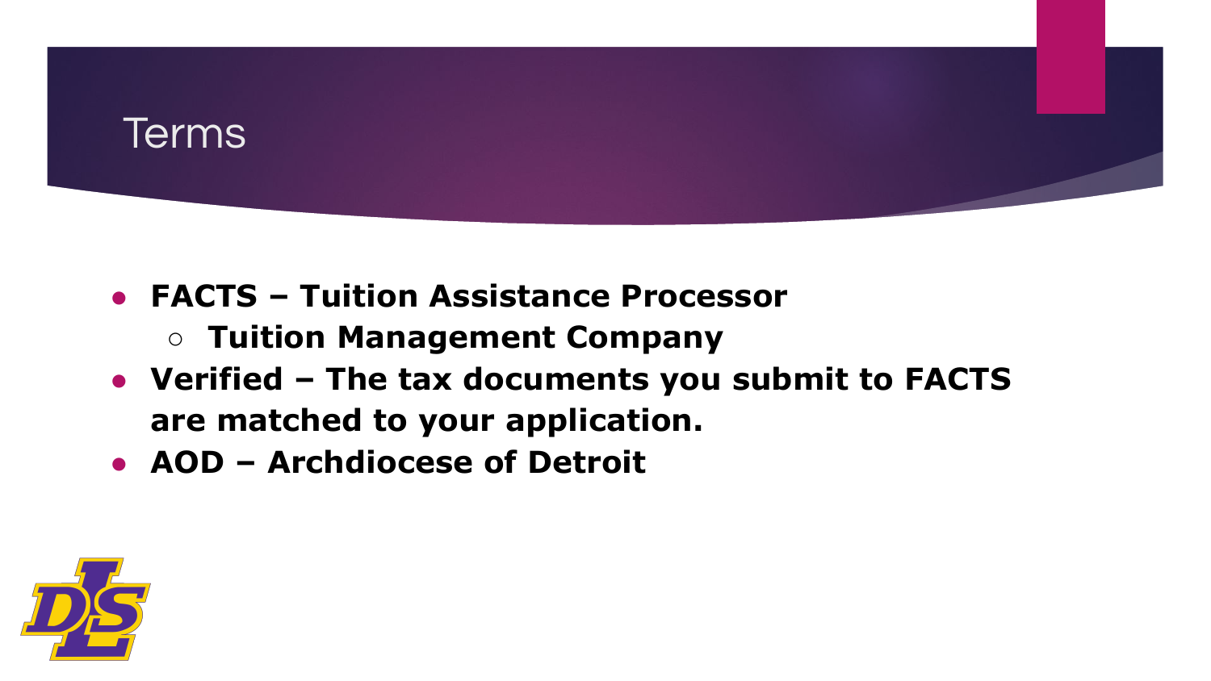# Terms

- **FACTS – Tuition Assistance Processor**
  - **Tuition Management Company**
- **Verified – The tax documents you submit to FACTS are matched to your application.**
- **AOD – Archdiocese of Detroit**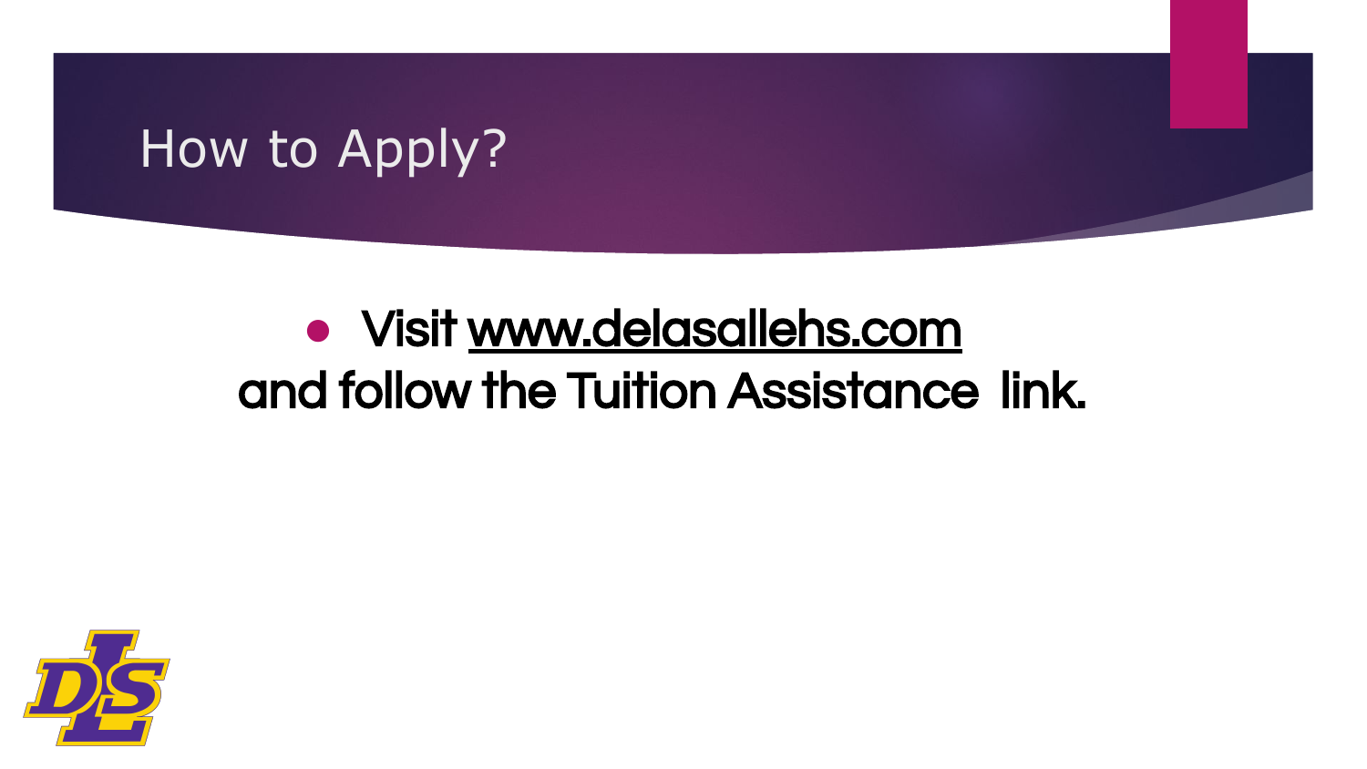# How to Apply?

- Visit www.delasallehs.com and follow the Tuition Assistance link.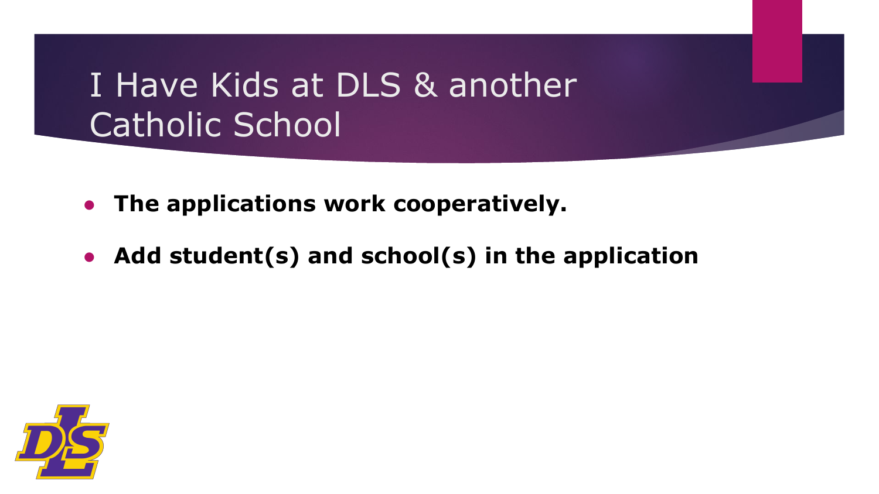# I Have Kids at DLS & another Catholic School

- **The applications work cooperatively.**
- **Add student(s) and school(s) in the application**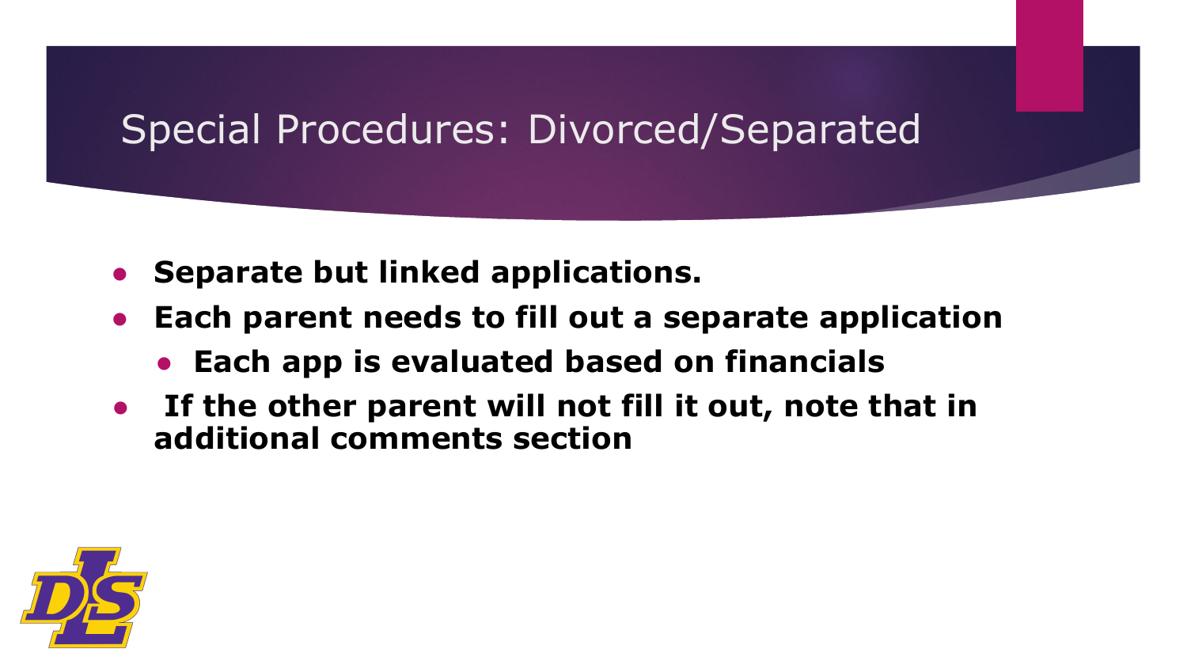# Special Procedures: Divorced/Separated

- **Separate but linked applications.**
- **Each parent needs to fill out a separate application**
  - **Each app is evaluated based on financials**
- **If the other parent will not fill it out, note that in additional comments section**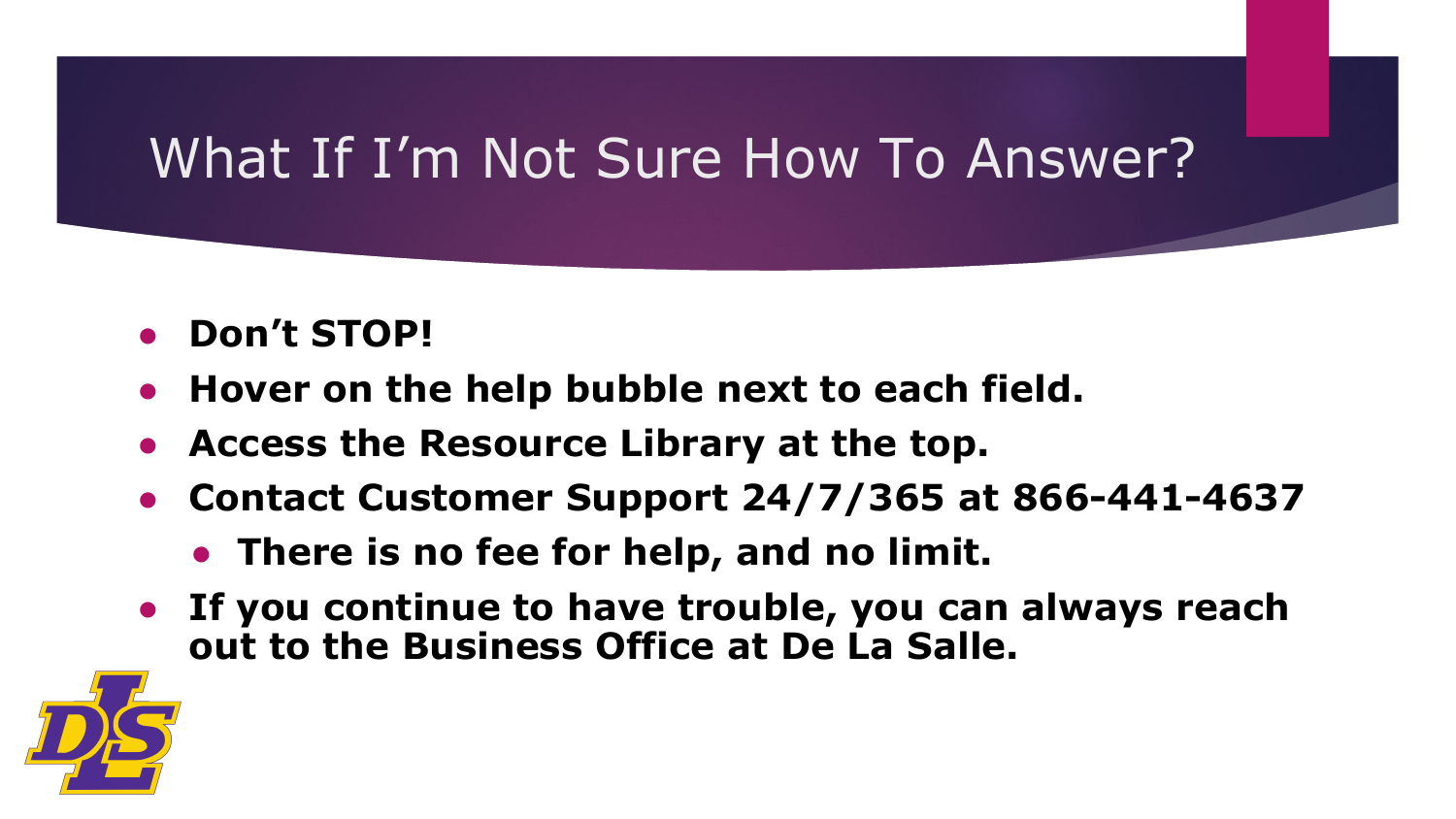# What If I'm Not Sure How To Answer?

- **Don't STOP!**
- **Hover on the help bubble next to each field.**
- **Access the Resource Library at the top.**
- **Contact Customer Support 24/7/365 at 866-441-4637**
  - **There is no fee for help, and no limit.**
- **If you continue to have trouble, you can always reach out to the Business Office at De La Salle.**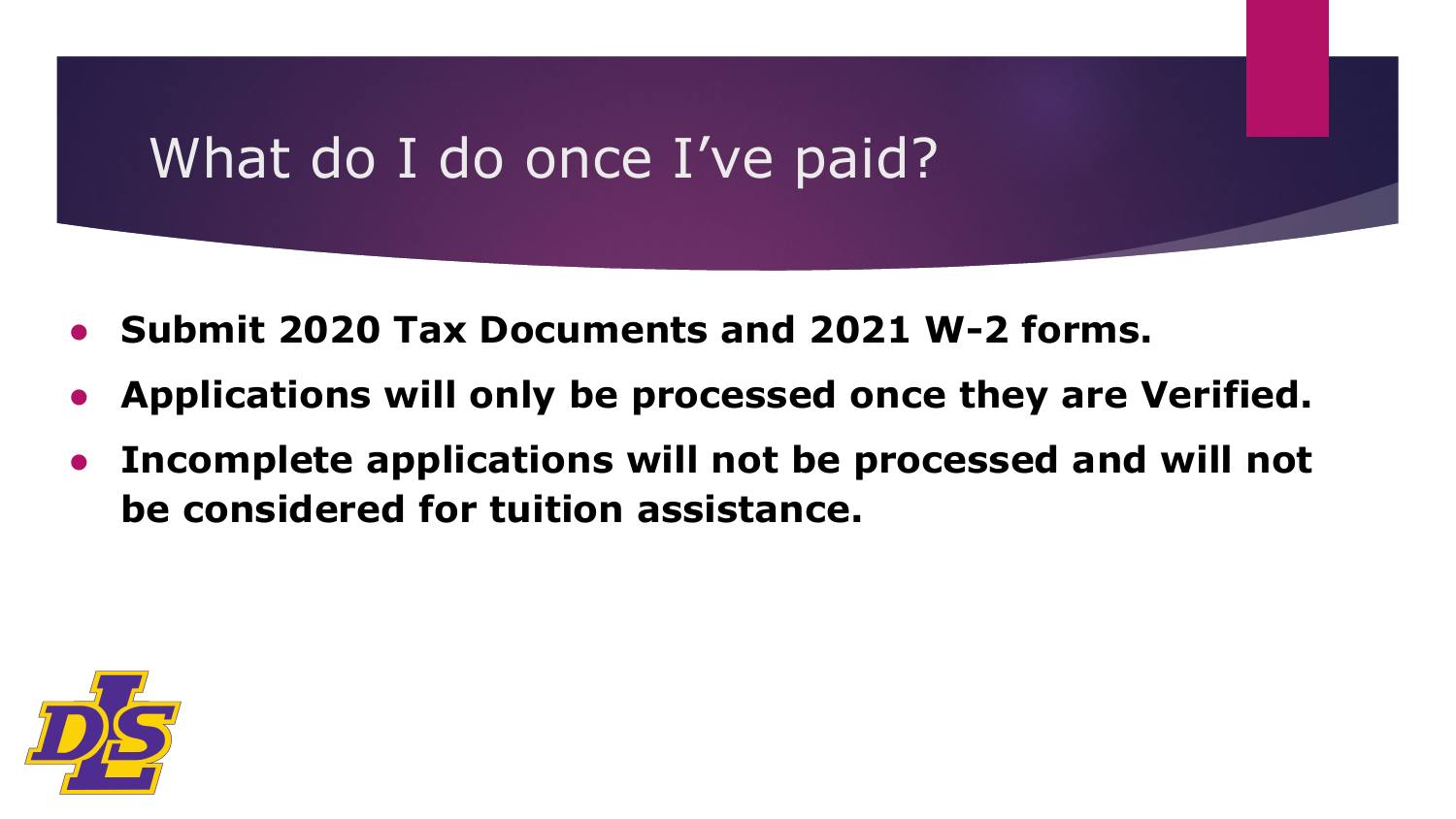# What do I do once I've paid?

- **Submit 2020 Tax Documents and 2021 W-2 forms.**
- **Applications will only be processed once they are Verified.**
- **Incomplete applications will not be processed and will not be considered for tuition assistance.**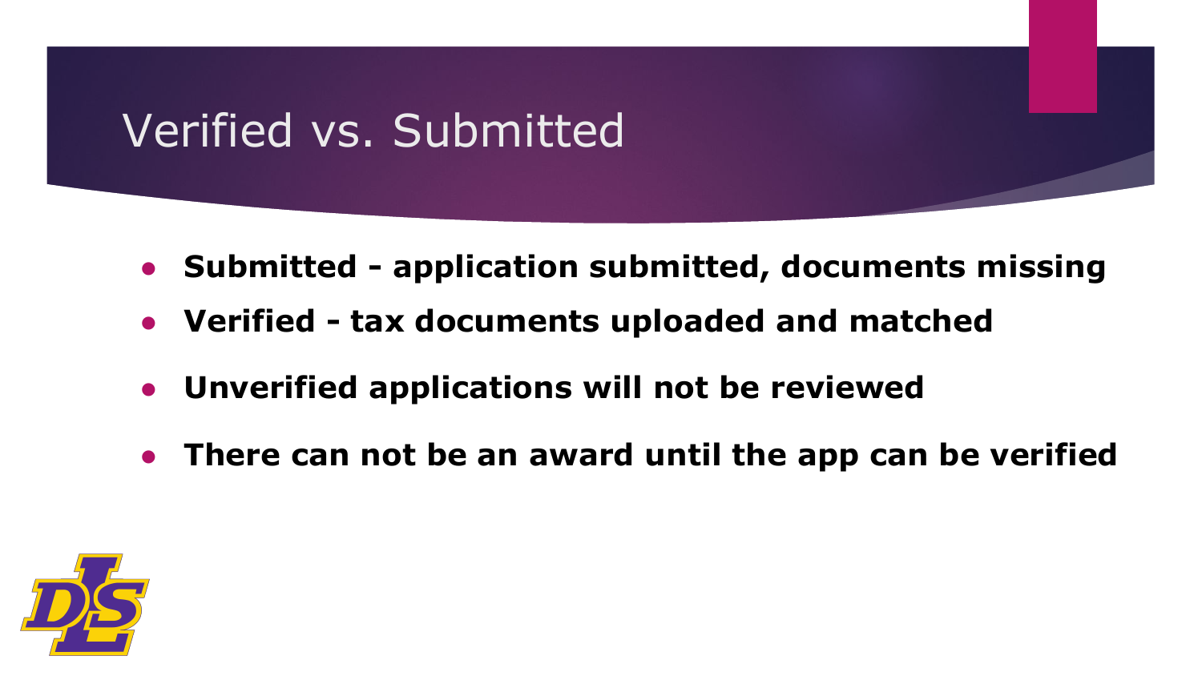# Verified vs. Submitted

- **Submitted - application submitted, documents missing**
- **Verified - tax documents uploaded and matched**
- **Unverified applications will not be reviewed**
- **There can not be an award until the app can be verified**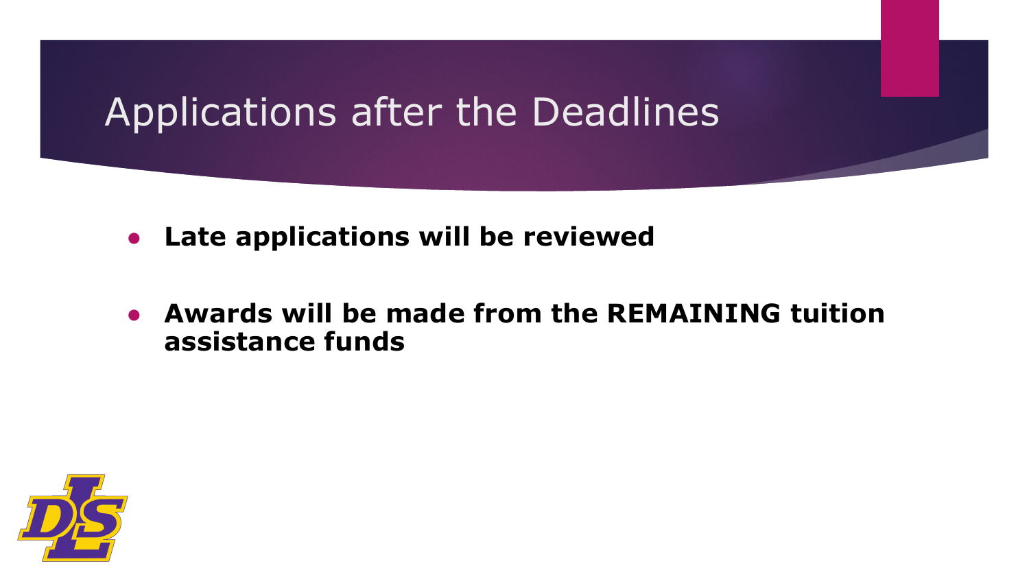# Applications after the Deadlines

- **Late applications will be reviewed**
- **Awards will be made from the REMAINING tuition assistance funds**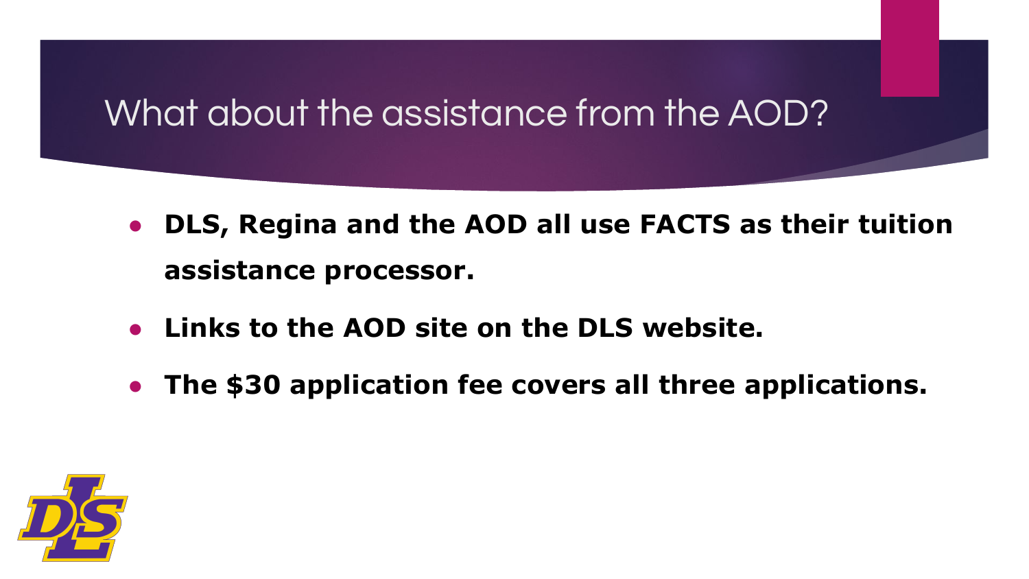# What about the assistance from the AOD?

- **DLS, Regina and the AOD all use FACTS as their tuition assistance processor.**
- **Links to the AOD site on the DLS website.**
- **The $30 application fee covers all three applications.**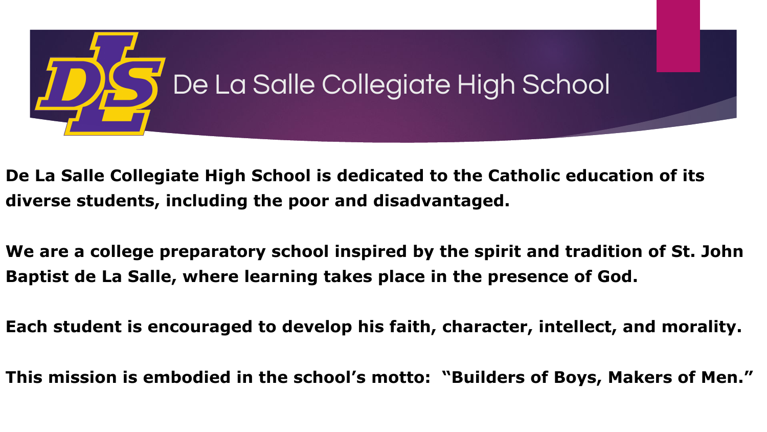# De La Salle Collegiate High School

**De La Salle Collegiate High School is dedicated to the Catholic education of its diverse students, including the poor and disadvantaged.**

**We are a college preparatory school inspired by the spirit and tradition of St. John Baptist de La Salle, where learning takes place in the presence of God.**

**Each student is encouraged to develop his faith, character, intellect, and morality.**

**This mission is embodied in the school's motto: "Builders of Boys, Makers of Men."**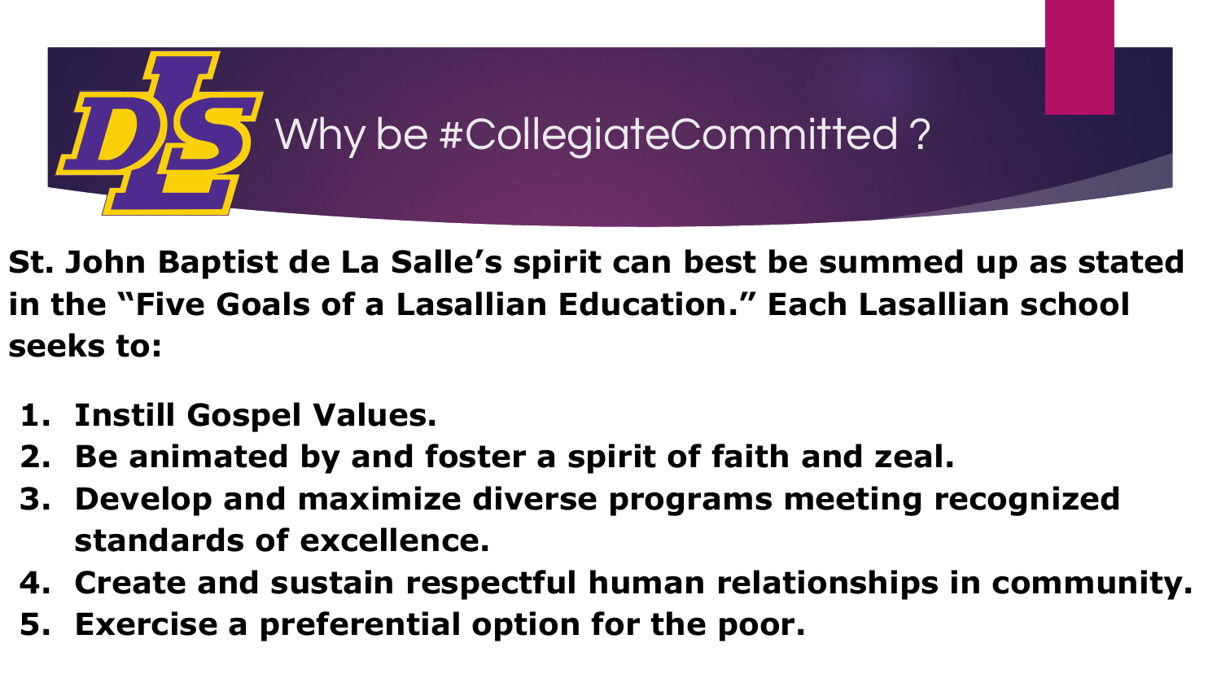# Why be #CollegiateCommitted ?

**St. John Baptist de La Salle's spirit can best be summed up as stated in the "Five Goals of a Lasallian Education." Each Lasallian school seeks to:**

1. **Instill Gospel Values.**
2. **Be animated by and foster a spirit of faith and zeal.**
3. **Develop and maximize diverse programs meeting recognized standards of excellence.**
4. **Create and sustain respectful human relationships in community.**
5. **Exercise a preferential option for the poor.**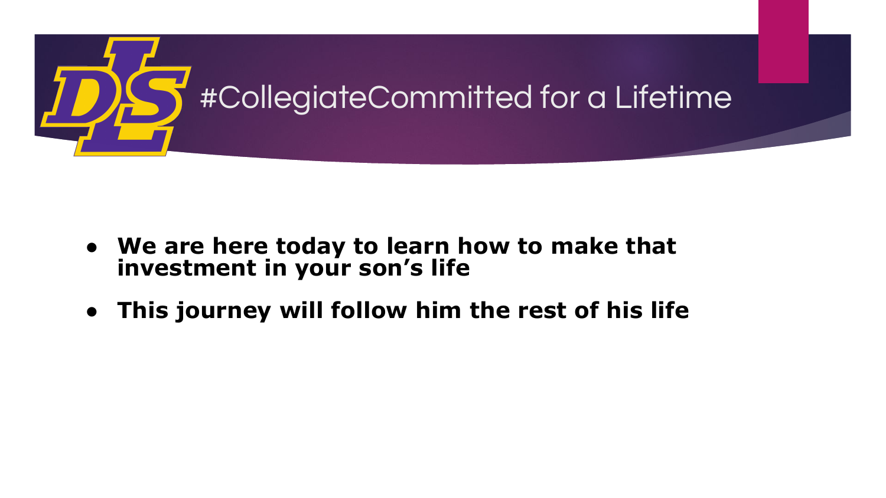# #CollegiateCommitted for a Lifetime

- **We are here today to learn how to make that investment in your son's life**
- **This journey will follow him the rest of his life**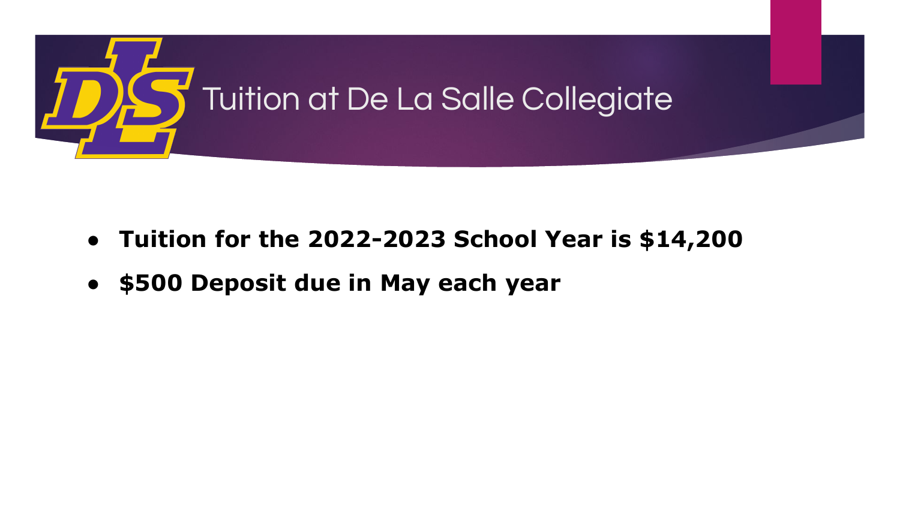# Tuition at De La Salle Collegiate

- **Tuition for the 2022-2023 School Year is $14,200**
- **$500 Deposit due in May each year**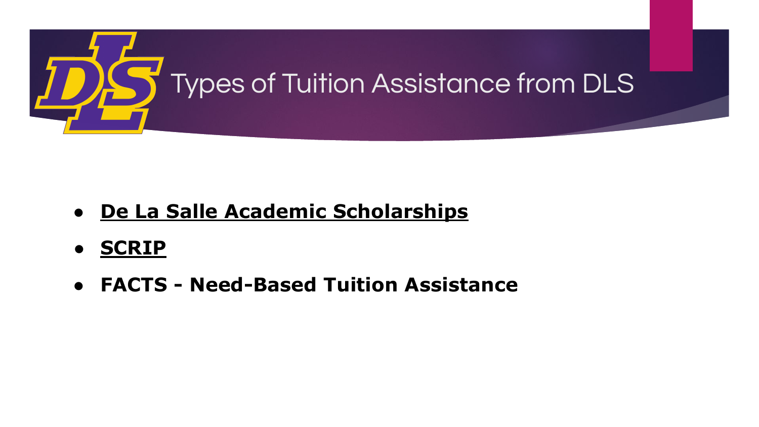# Types of Tuition Assistance from DLS

- **De La Salle Academic Scholarships**
- **SCRIP**
- **FACTS - Need-Based Tuition Assistance**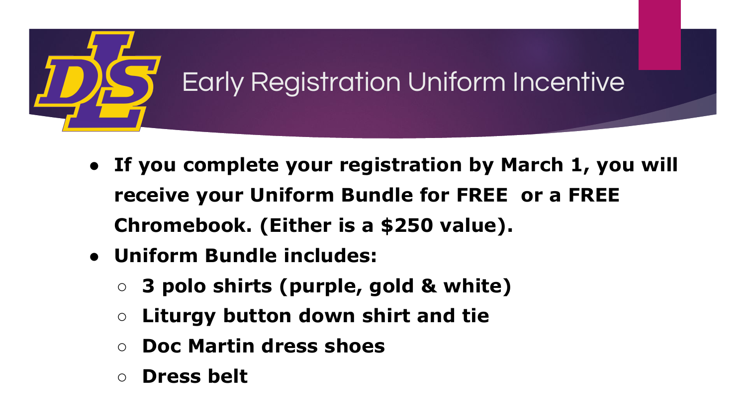# Early Registration Uniform Incentive

- **If you complete your registration by March 1, you will receive your Uniform Bundle for FREE or a FREE Chromebook. (Either is a $250 value).**
- **Uniform Bundle includes:**
  - **3 polo shirts (purple, gold & white)**
  - **Liturgy button down shirt and tie**
  - **Doc Martin dress shoes**
  - **Dress belt**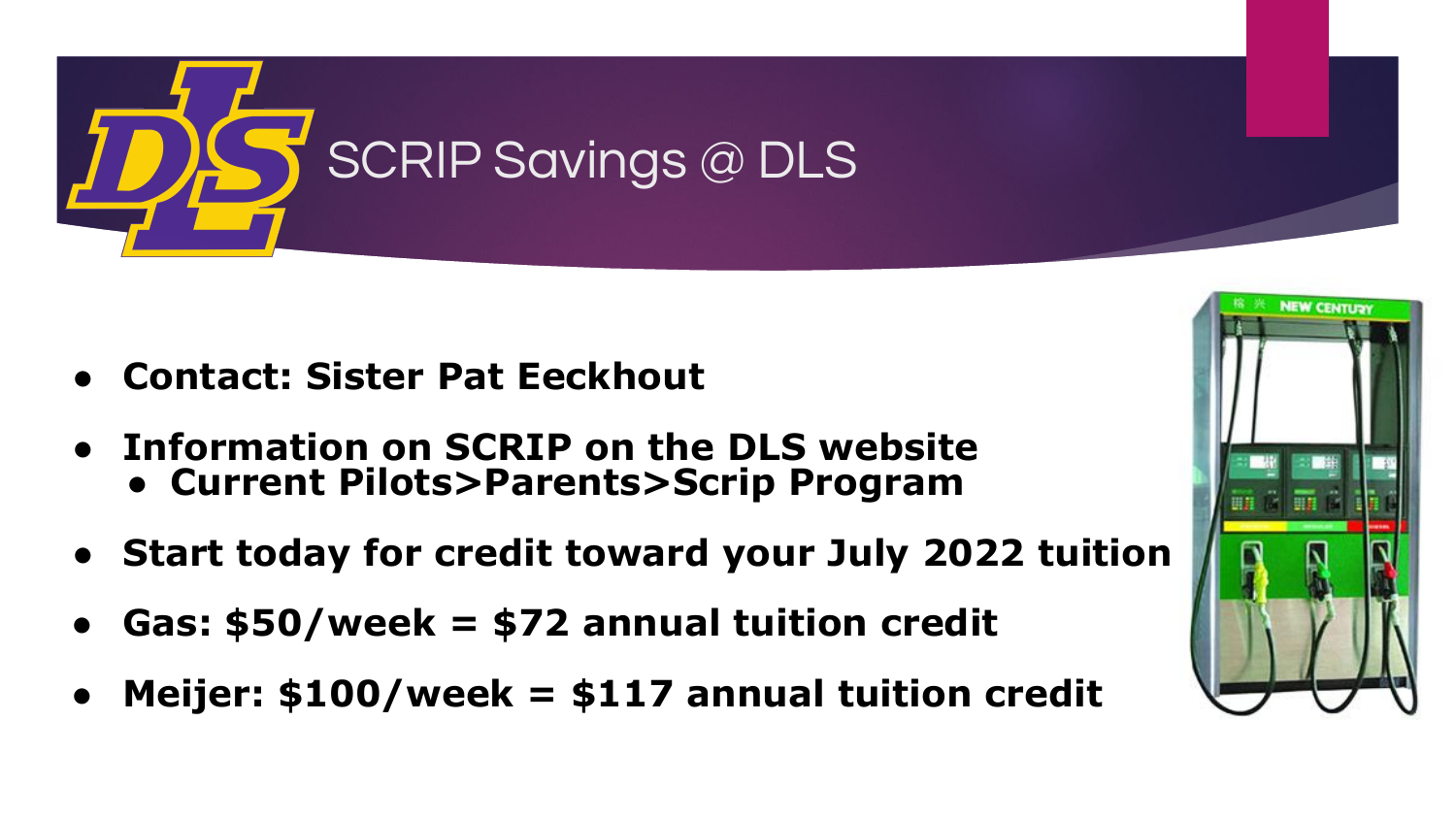# SCRIP Savings @ DLS

- **Contact: Sister Pat Eeckhout**
- **Information on SCRIP on the DLS website**
  - **Current Pilots>Parents>Scrip Program**
- **Start today for credit toward your July 2022 tuition**
- **Gas: $50/week = $72 annual tuition credit**
- **Meijer: $100/week = $117 annual tuition credit**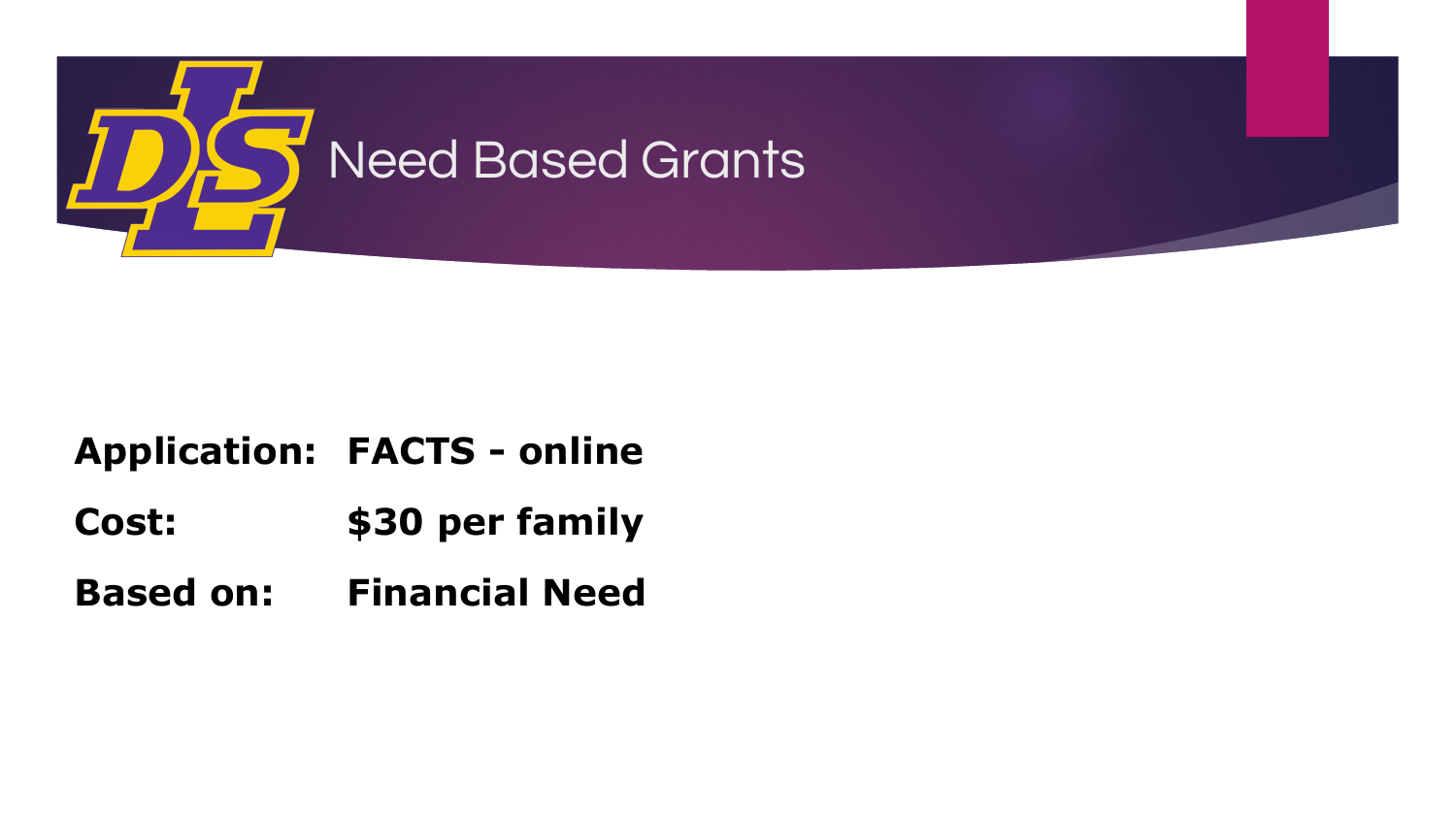# Need Based Grants

| | |
|---|---|
| **Application:** | **FACTS - online** |
| **Cost:** | **$30 per family** |
| **Based on:** | **Financial Need** |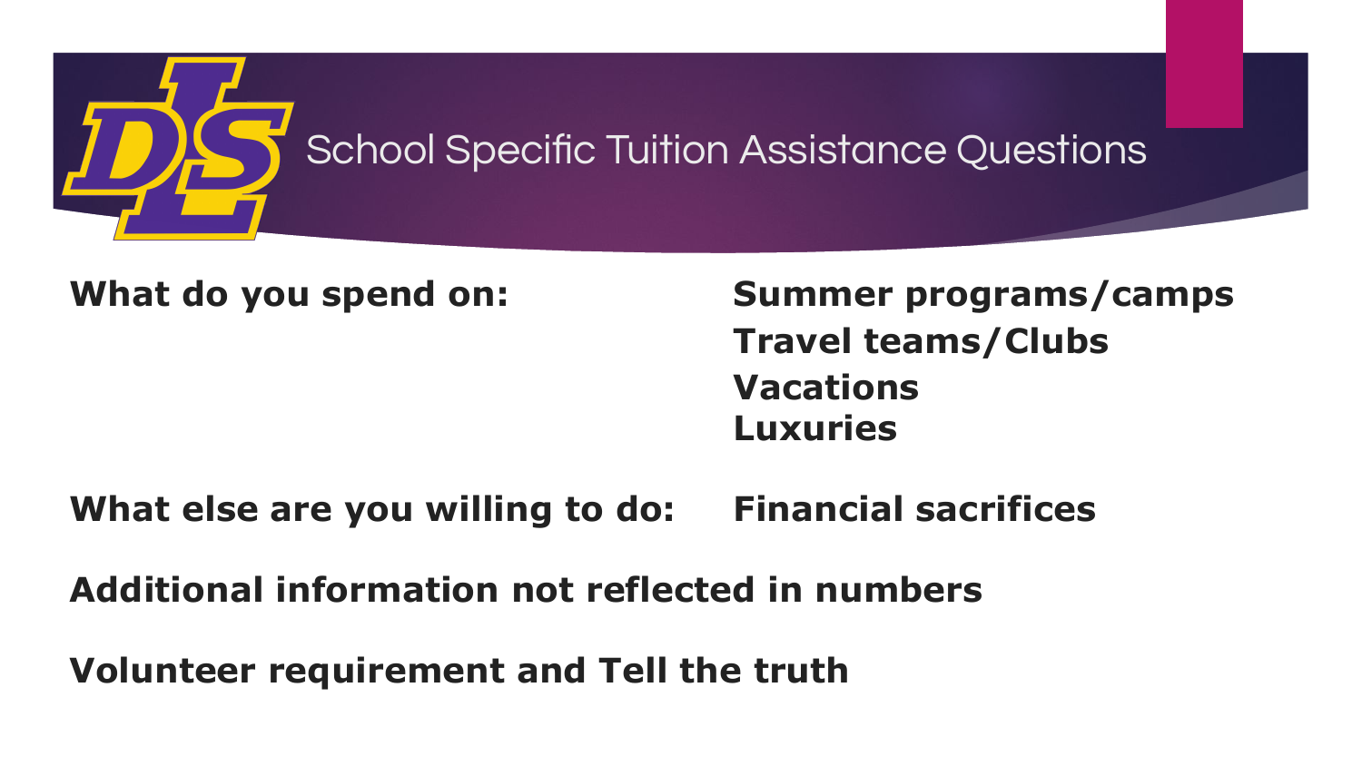# School Specific Tuition Assistance Questions

**What do you spend on:**

- **Summer programs/camps**
- **Travel teams/Clubs**
- **Vacations**
- **Luxuries**

**What else are you willing to do:** **Financial sacrifices**

**Additional information not reflected in numbers**

**Volunteer requirement and Tell the truth**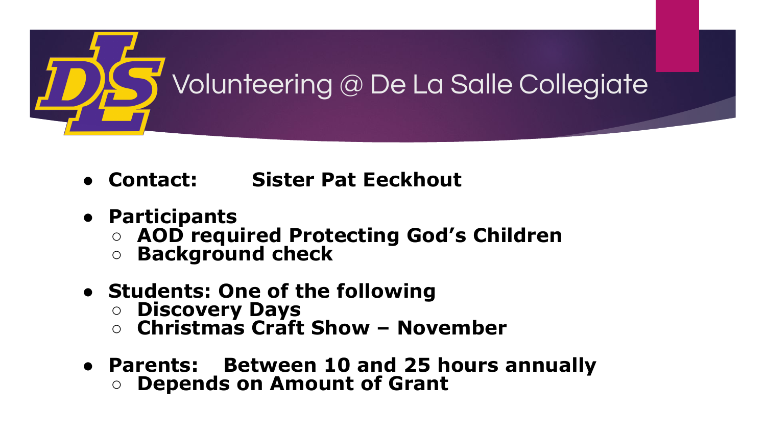# Volunteering @ De La Salle Collegiate

- **Contact: Sister Pat Eeckhout**
- **Participants**
  - **AOD required Protecting God's Children**
  - **Background check**
- **Students: One of the following**
  - **Discovery Days**
  - **Christmas Craft Show – November**
- **Parents: Between 10 and 25 hours annually**
  - **Depends on Amount of Grant**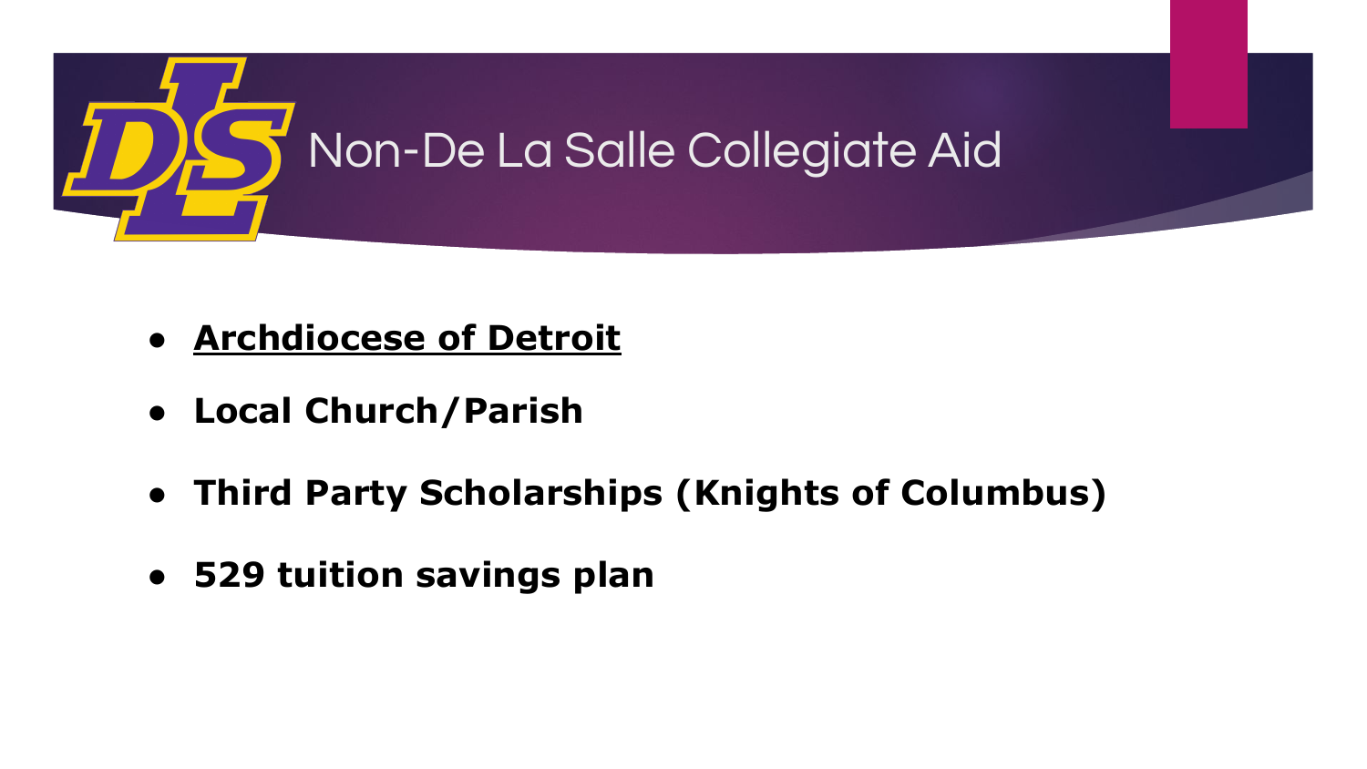# Non-De La Salle Collegiate Aid

- **Archdiocese of Detroit**
- **Local Church/Parish**
- **Third Party Scholarships (Knights of Columbus)**
- **529 tuition savings plan**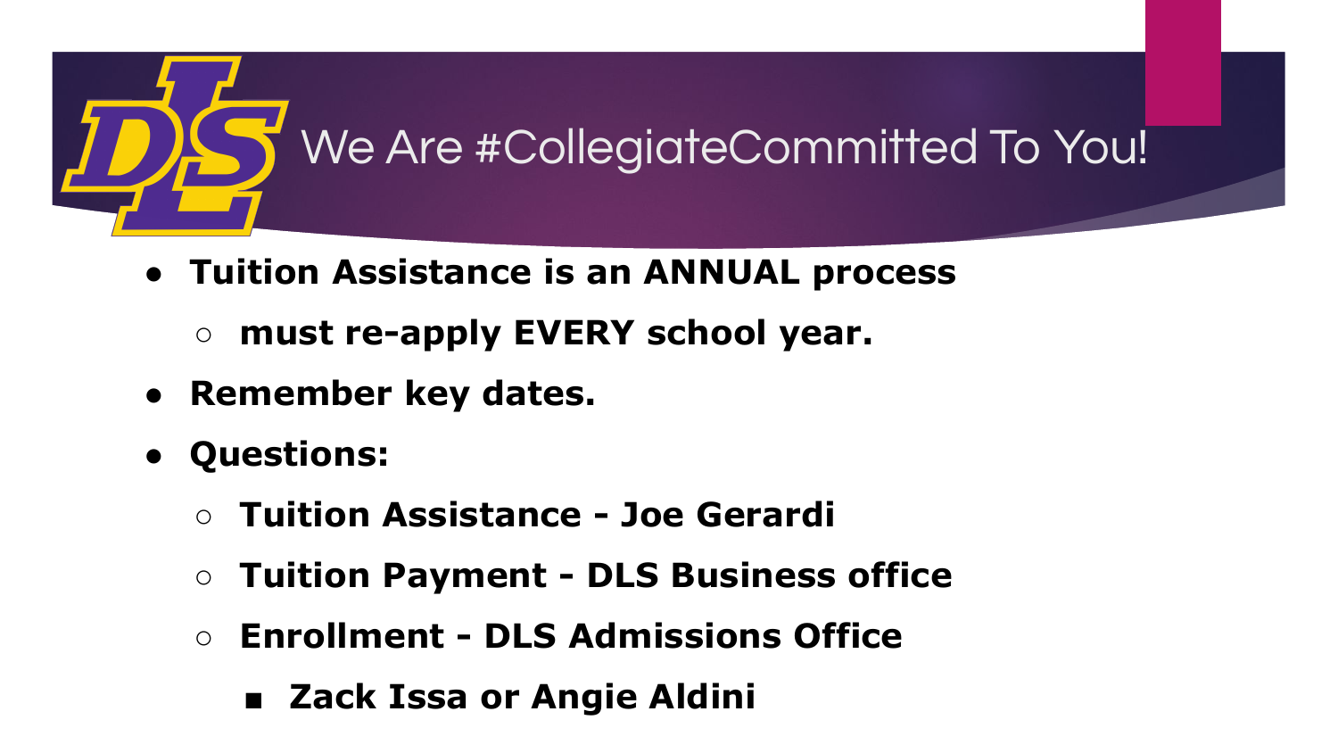# We Are #CollegiateCommitted To You!

- **Tuition Assistance is an ANNUAL process**
  - **must re-apply EVERY school year.**
- **Remember key dates.**
- **Questions:**
  - **Tuition Assistance - Joe Gerardi**
  - **Tuition Payment - DLS Business office**
  - **Enrollment - DLS Admissions Office**
    - **Zack Issa or Angie Aldini**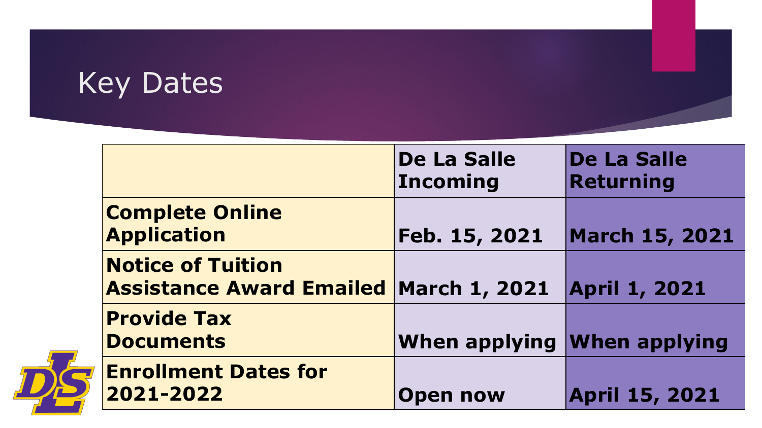# Key Dates

| | De La Salle Incoming | De La Salle Returning |
|---|---|---|
| **Complete Online Application** | **Feb. 15, 2021** | **March 15, 2021** |
| **Notice of Tuition Assistance Award Emailed** | **March 1, 2021** | **April 1, 2021** |
| **Provide Tax Documents** | **When applying** | **When applying** |
| **Enrollment Dates for 2021-2022** | **Open now** | **April 15, 2021** |